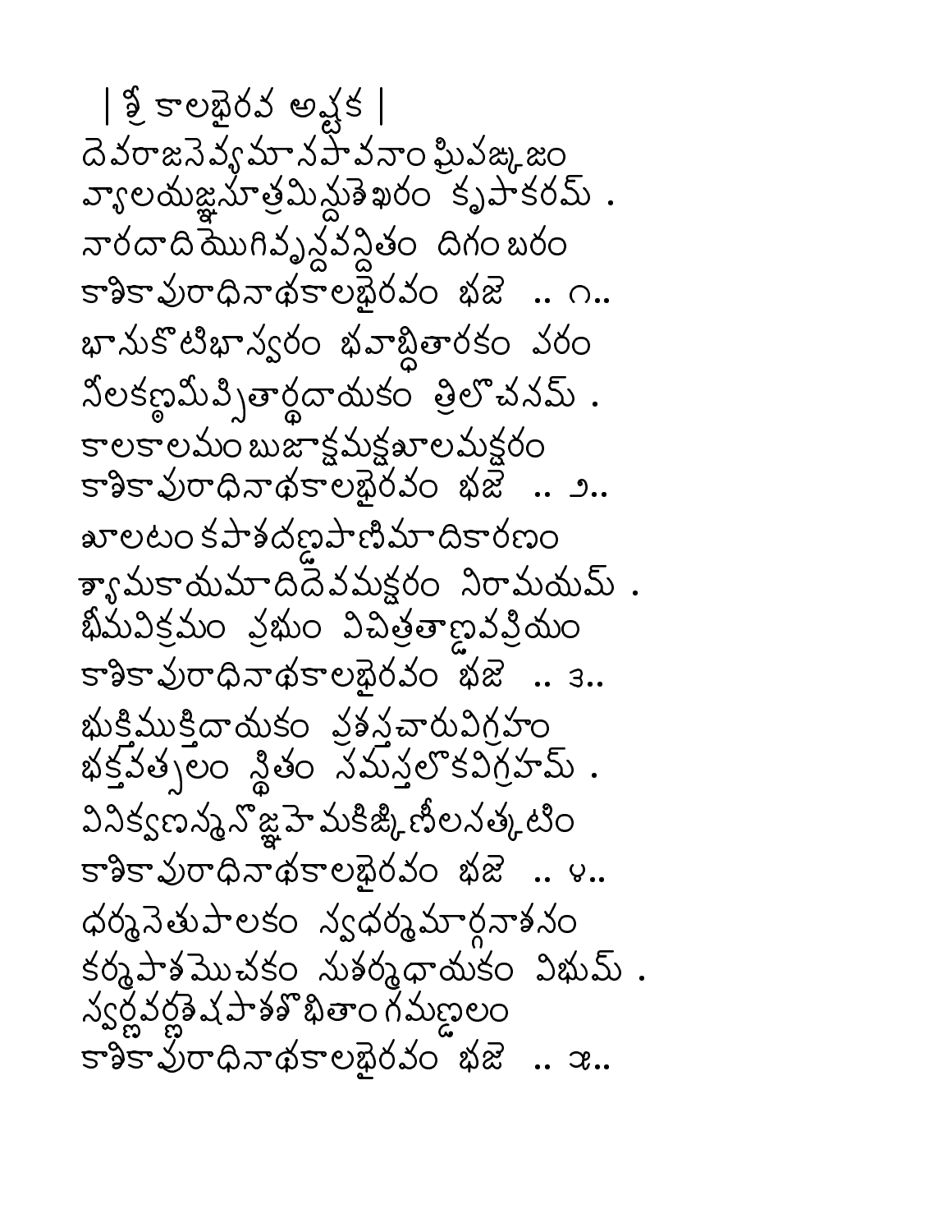| శ్రీ కాలభైరవ అష్టక |

దెవరాజసెవ్యమానపావనాంఘ్రిపఙ్కజం
వ్యాలయజ్ఞసూత్రమిన్దుశెఖరం కృపాకరమ్ .
నారదాదియొగివృన్దవన్దితం దిగంబరం
కాశికాపురాధినాథకాలభైరవం భజె .. ౧..

భానుకొటిభాస్వరం భవాబ్ధితారకం వరం
నీలకణ్ఠమీప్సితార్థదాయకం త్రిలొచనమ్ .
కాలకాలమంబుజాక్షమక్షశూలమక్షరం
కాశికాపురాధినాథకాలభైరవం భజె .. ౨..

శూలటంకపాశదణ్డపాణిమాదికారణం
శ్యామకాయమాదిదెవమక్షరం నిరామయమ్ .
భీమవిక్రమం ప్రభుం విచిత్రతాణ్డవప్రియం
కాశికాపురాధినాథకాలభైరవం భజె .. ౩..

భుక్తిముక్తిదాయకం ప్రశస్తచారువిగ్రహం
భక్తవత్సలం స్థితం సమస్తలొకవిగ్రహమ్ .
వినిక్వణన్మనొజ్ఞహెమకిఙ్కిణీలసత్కటిం
కాశికాపురాధినాథకాలభైరవం భజె .. ౪..

ధర్మసెతుపాలకం త్వధర్మమార్గనాశనం
కర్మపాశమొచకం సుశర్మధాయకం విభుమ్ .
స్వర్ణవర్ణశెషపాశశొభితాంగమణ్డలం
కాశికాపురాధినాథకాలభైరవం భజె .. ౫..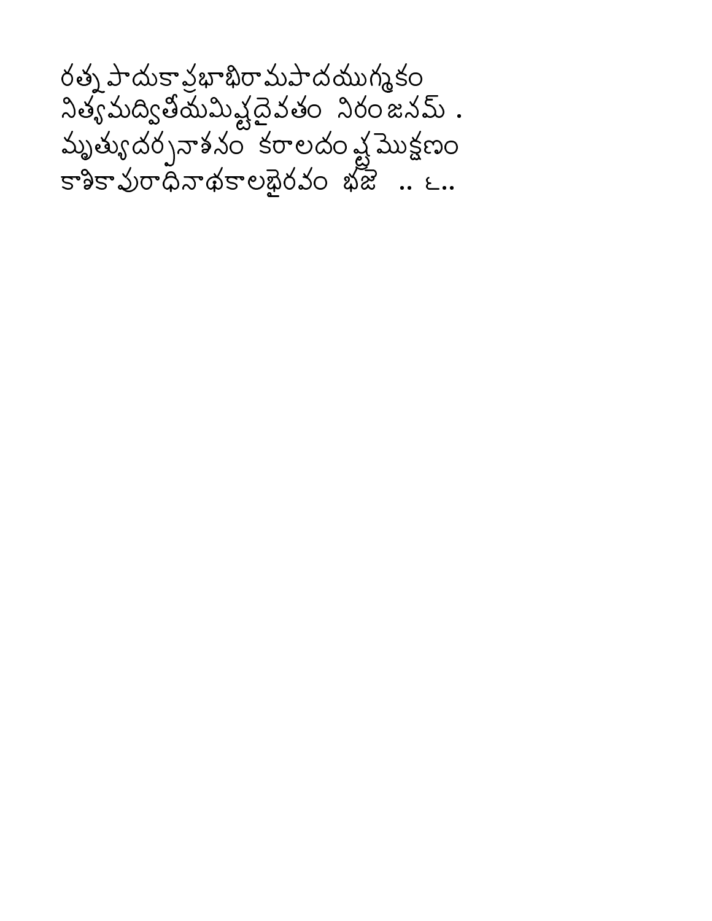రత్నపాదుకాప్రభాభిరామపాదయుగ్మకం
నిత్యమద్వితీయమిష్టదైవతం నిరంజనమ్ .
మృత్యుదర్పనాశనం కరాలదంష్ట్రమొక్షణం
కాశికాపురాధినాథకాలభైరవం భజే .. ౬..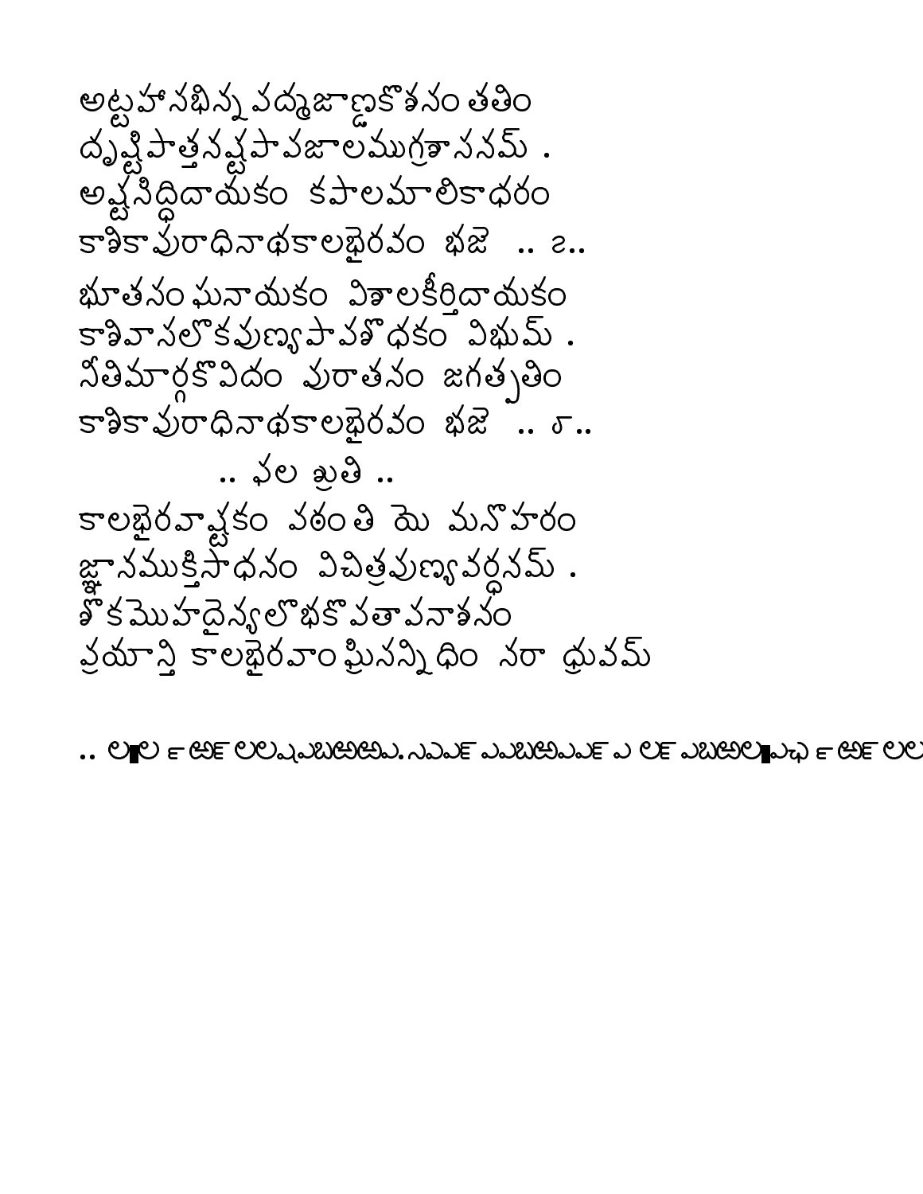అట్టహాసభిన్నవద్మజాణ్డకొశనంతతిం
దృష్టిపాత్తనష్టపావజాలముగ్రశాసనమ్ .
అష్టసిద్ధిదాయకం కపాలమాలికాధరం
కాశికాపురాధినాథకాలభైరవం భజె .. ౭..

భూతసంఘనాయకం విశాలకీర్తిదాయకం
కాశివాసలొకపుణ్యపాపశొధకం విభుమ్ .
నీతిమార్గకొవిదం పురాతనం జగత్పతిం
కాశికాపురాధినాథకాలభైరవం భజె .. ౮..

.. ఫల శ్రుతి ..

కాలభైరవాష్టకం వఠంతి యె మనొహరం
జ్ఞానముక్తిసాధనం విచిత్రపుణ్యవర్ధనమ్ .
శొకమొహదైన్యలొభకొపతాపనాశనం
ప్రయాన్తి కాలభైరవాంఘ్రిసన్నిధిం నరా ధ్రువమ్